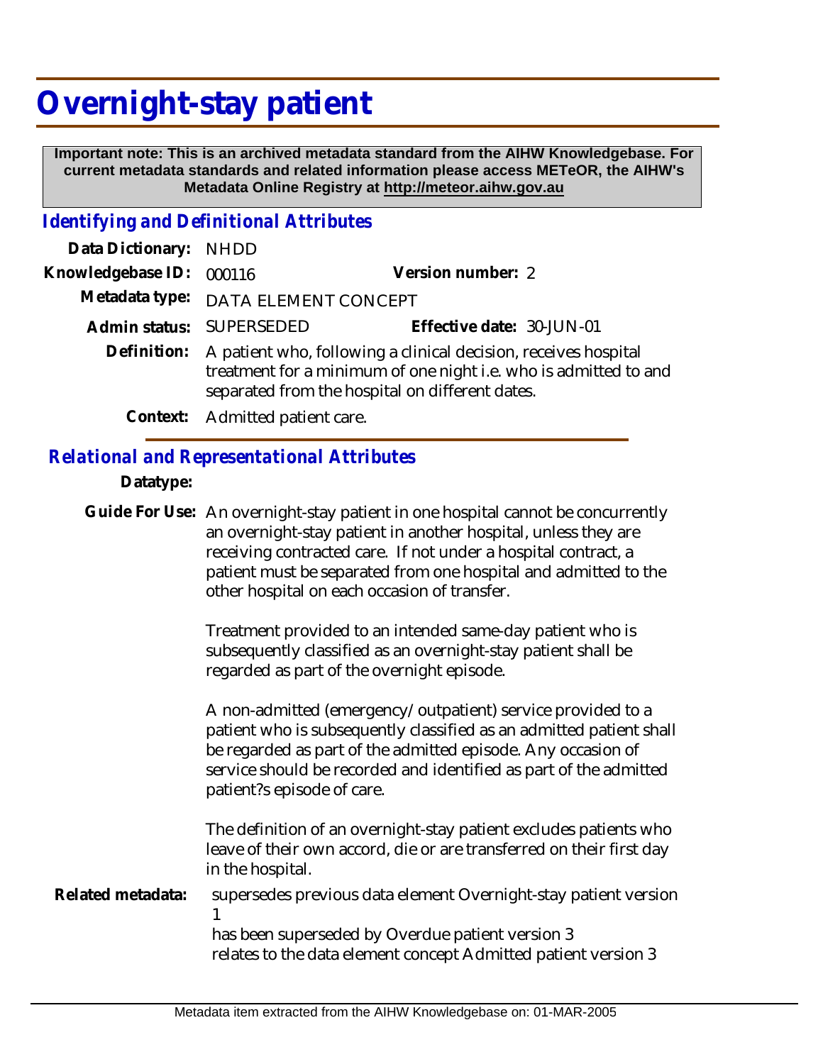# Overnight-stay patient

**Important note: This is an archived metadata standard from the AIHW Knowledgebase. For current metadata standards and related information please access METeOR, the AIHW's Metadata Online Registry at http://meteor.aihw.gov.au**

## *Identifying and Definitional Attributes*

**Data Dictionary:** NHDD

**Knowledgebase ID:** 000116 **Version number:** 2

**Metadata type:** DATA ELEMENT CONCEPT

**Admin status:** SUPERSEDED **Effective date:** 30-JUN-01

**Definition:** A patient who, following a clinical decision, receives hospital treatment for a minimum of one night i.e. who is admitted to and separated from the hospital on different dates.

**Context:** Admitted patient care.

## *Relational and Representational Attributes*

**Datatype:**

**Guide For Use:** An overnight-stay patient in one hospital cannot be concurrently an overnight-stay patient in another hospital, unless they are receiving contracted care. If not under a hospital contract, a patient must be separated from one hospital and admitted to the other hospital on each occasion of transfer.

Treatment provided to an intended same-day patient who is subsequently classified as an overnight-stay patient shall be regarded as part of the overnight episode.

A non-admitted (emergency/outpatient) service provided to a patient who is subsequently classified as an admitted patient shall be regarded as part of the admitted episode. Any occasion of service should be recorded and identified as part of the admitted patient?s episode of care.

The definition of an overnight-stay patient excludes patients who leave of their own accord, die or are transferred on their first day in the hospital.

**Related metadata:** supersedes previous data element Overnight-stay patient version 1
has been superseded by Overdue patient version 3
relates to the data element concept Admitted patient version 3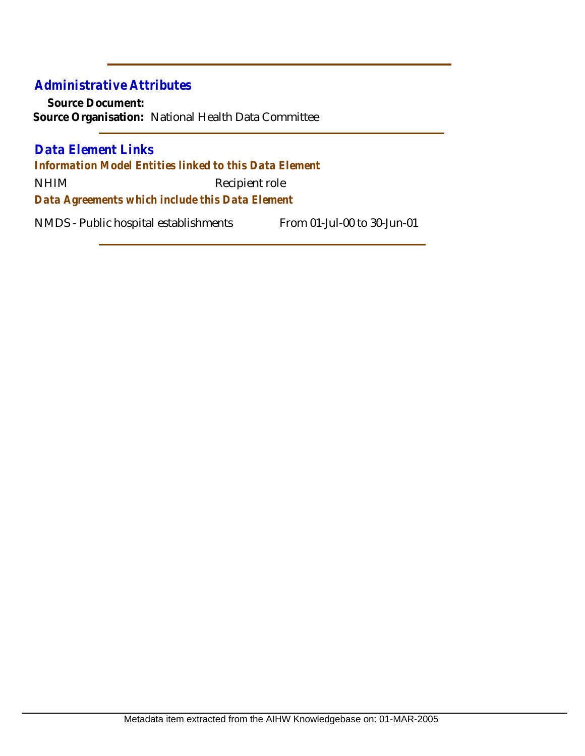## Administrative Attributes

**Source Document:**

**Source Organisation:** National Health Data Committee

## Data Element Links

### Information Model Entities linked to this Data Element

NHIM Recipient role

### Data Agreements which include this Data Element

NMDS - Public hospital establishments From 01-Jul-00 to 30-Jun-01

Metadata item extracted from the AIHW Knowledgebase on: 01-MAR-2005